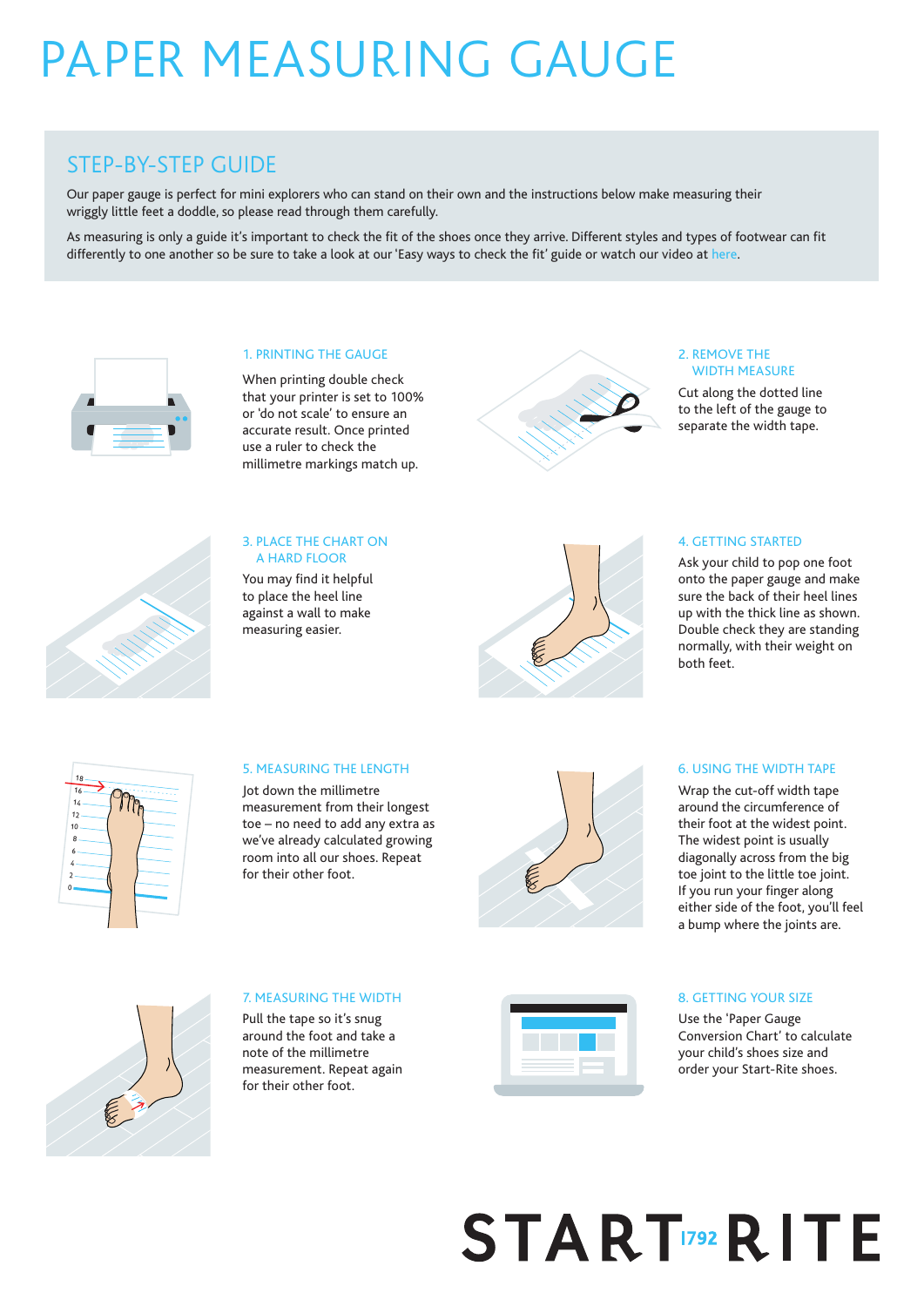# PAPER MEASURING GAUGE

## STEP-BY-STEP GUIDE

Our paper gauge is perfect for mini explorers who can stand on their own and the instructions below make measuring their wriggly little feet a doddle, so please read through them carefully.

As measuring is only a guide it's important to check the fit of the shoes once they arrive. Different styles and types of footwear can fit differently to one another so be sure to take a look at our 'Easy ways to check the fit' guide or watch our video at here.

### 1. PRINTING THE GAUGE

When printing double check that your printer is set to 100% or 'do not scale' to ensure an accurate result. Once printed use a ruler to check the millimetre markings match up.

### 2. REMOVE THE WIDTH MEASURE

Cut along the dotted line to the left of the gauge to separate the width tape.

### 3. PLACE THE CHART ON A HARD FLOOR

You may find it helpful to place the heel line against a wall to make measuring easier.

### 4. GETTING STARTED

Ask your child to pop one foot onto the paper gauge and make sure the back of their heel lines up with the thick line as shown. Double check they are standing normally, with their weight on both feet.

### 5. MEASURING THE LENGTH

Jot down the millimetre measurement from their longest toe – no need to add any extra as we've already calculated growing room into all our shoes. Repeat for their other foot.

### 6. USING THE WIDTH TAPE

Wrap the cut-off width tape around the circumference of their foot at the widest point. The widest point is usually diagonally across from the big toe joint to the little toe joint. If you run your finger along either side of the foot, you'll feel a bump where the joints are.

### 7. MEASURING THE WIDTH

Pull the tape so it's snug around the foot and take a note of the millimetre measurement. Repeat again for their other foot.

### 8. GETTING YOUR SIZE

Use the 'Paper Gauge Conversion Chart' to calculate your child's shoes size and order your Start-Rite shoes.

START 1792 RITE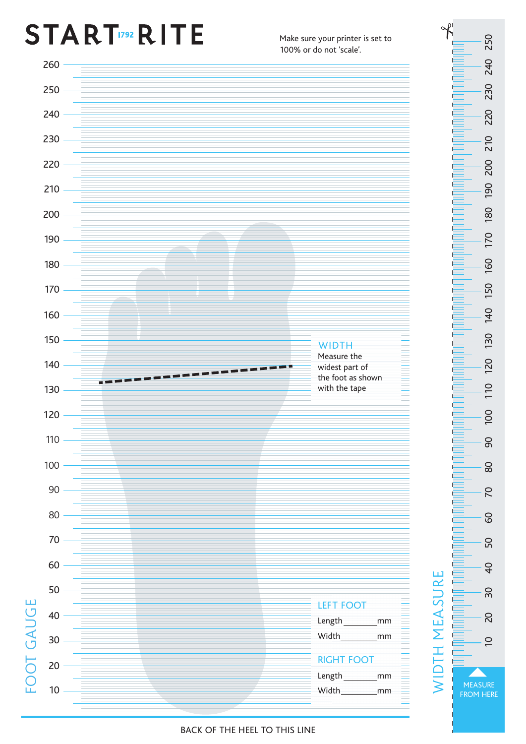# START 1792 RITE

Make sure your printer is set to 100% or do not 'scale'.

FOOT GAUGE

260
250
240
230
220
210
200
190
180
170
160
150
140
130
120
110
100
90
80
70
60
50
40
30
20
10

**WIDTH**
Measure the widest part of the foot as shown with the tape

**LEFT FOOT**
Length________mm
Width________mm

**RIGHT FOOT**
Length________mm
Width________mm

BACK OF THE HEEL TO THIS LINE

WIDTH MEASURE

250
240
230
220
210
200
190
180
170
160
150
140
130
120
110
100
90
80
70
60
50
40
30
20
10

MEASURE FROM HERE